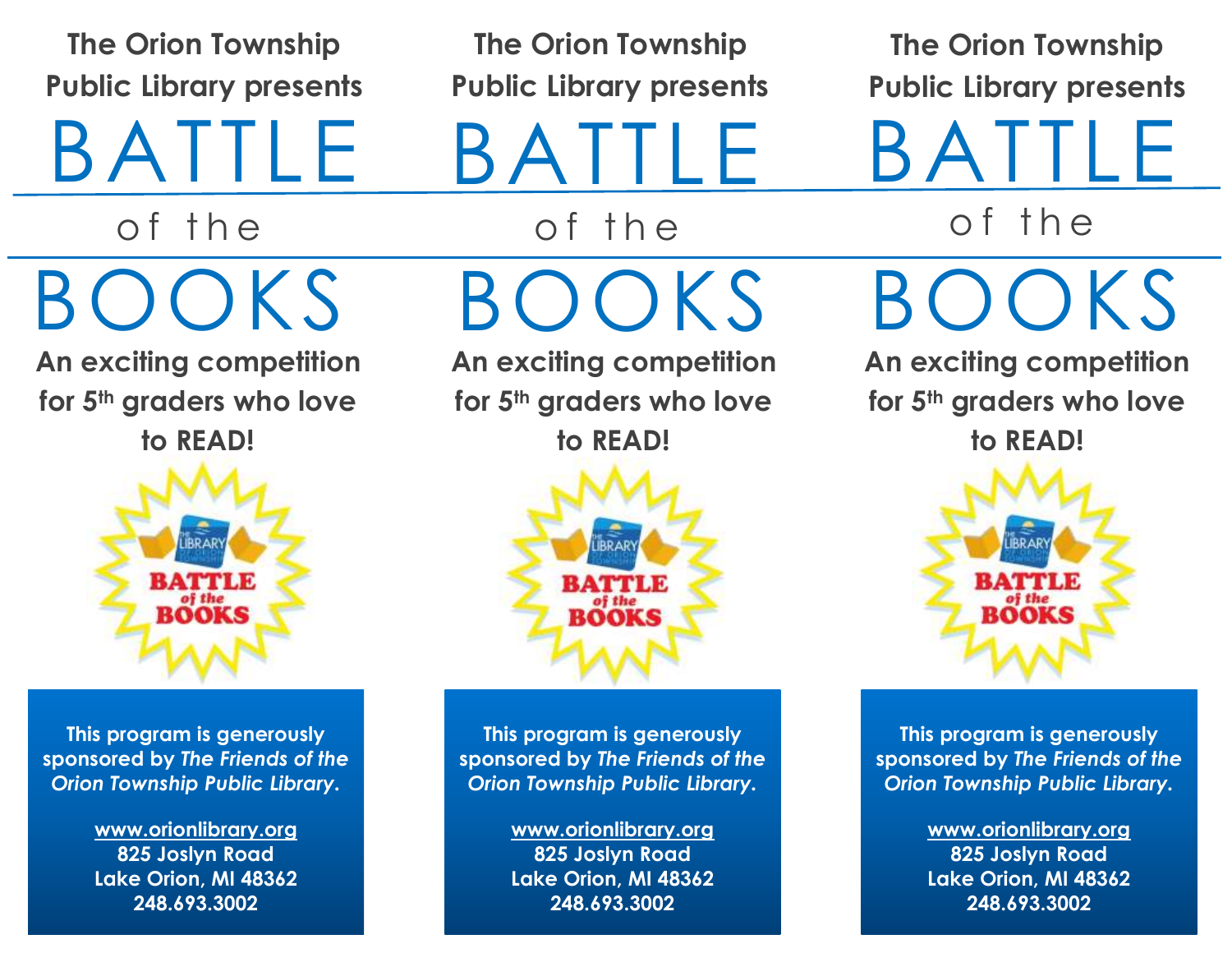The Orion Township Public Library presents

# BATTLE of the BOOKS

**An exciting competition for 5th graders who love to READ!**

**This program is generously sponsored by *The Friends of the Orion Township Public Library*.**

**www.orionlibrary.org**
**825 Joslyn Road**
**Lake Orion, MI 48362**
**248.693.3002**

The Orion Township Public Library presents

# BATTLE of the BOOKS

**An exciting competition for 5th graders who love to READ!**

**This program is generously sponsored by *The Friends of the Orion Township Public Library*.**

**www.orionlibrary.org**
**825 Joslyn Road**
**Lake Orion, MI 48362**
**248.693.3002**

The Orion Township Public Library presents

# BATTLE of the BOOKS

**An exciting competition for 5th graders who love to READ!**

**This program is generously sponsored by *The Friends of the Orion Township Public Library*.**

**www.orionlibrary.org**
**825 Joslyn Road**
**Lake Orion, MI 48362**
**248.693.3002**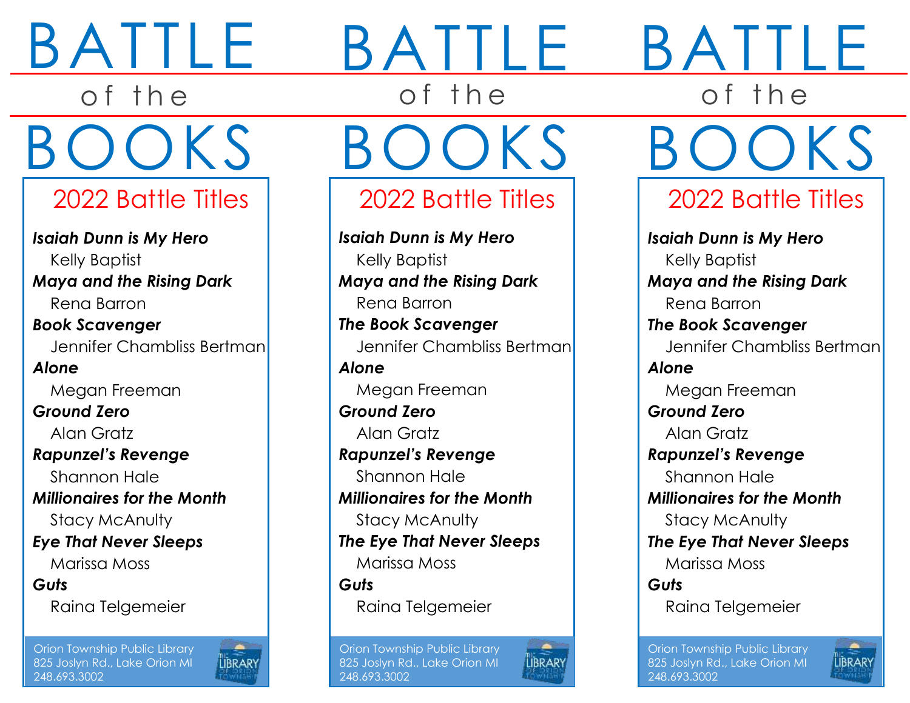# BATTLE

## of the

# BOOKS

### 2022 Battle Titles

***Isaiah Dunn is My Hero***
Kelly Baptist

***Maya and the Rising Dark***
Rena Barron

***Book Scavenger***
Jennifer Chambliss Bertman

***Alone***
Megan Freeman

***Ground Zero***
Alan Gratz

***Rapunzel's Revenge***
Shannon Hale

***Millionaires for the Month***
Stacy McAnulty

***Eye That Never Sleeps***
Marissa Moss

***Guts***
Raina Telgemeier

Orion Township Public Library
825 Joslyn Rd., Lake Orion MI
248.693.3002

# BATTLE

## of the

# BOOKS

### 2022 Battle Titles

***Isaiah Dunn is My Hero***
Kelly Baptist

***Maya and the Rising Dark***
Rena Barron

***The Book Scavenger***
Jennifer Chambliss Bertman

***Alone***
Megan Freeman

***Ground Zero***
Alan Gratz

***Rapunzel's Revenge***
Shannon Hale

***Millionaires for the Month***
Stacy McAnulty

***The Eye That Never Sleeps***
Marissa Moss

***Guts***
Raina Telgemeier

Orion Township Public Library
825 Joslyn Rd., Lake Orion MI
248.693.3002

# BATTLE

## of the

# BOOKS

### 2022 Battle Titles

***Isaiah Dunn is My Hero***
Kelly Baptist

***Maya and the Rising Dark***
Rena Barron

***The Book Scavenger***
Jennifer Chambliss Bertman

***Alone***
Megan Freeman

***Ground Zero***
Alan Gratz

***Rapunzel's Revenge***
Shannon Hale

***Millionaires for the Month***
Stacy McAnulty

***The Eye That Never Sleeps***
Marissa Moss

***Guts***
Raina Telgemeier

Orion Township Public Library
825 Joslyn Rd., Lake Orion MI
248.693.3002